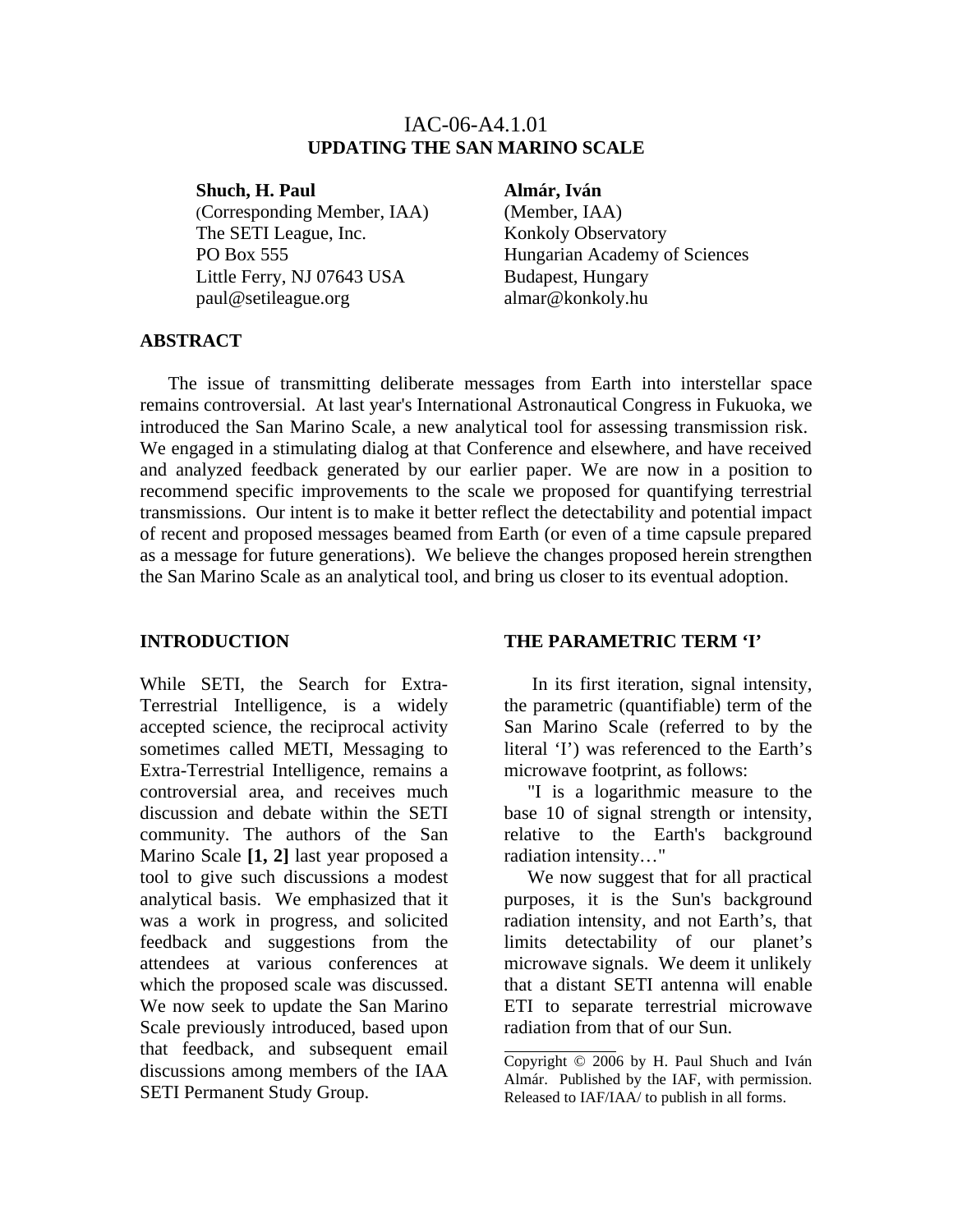IAC-06-A4.1.01

# UPDATING THE SAN MARINO SCALE

**Shuch, H. Paul**
(Corresponding Member, IAA)
The SETI League, Inc.
PO Box 555
Little Ferry, NJ 07643 USA
paul@setileague.org

**Almár, Iván**
(Member, IAA)
Konkoly Observatory
Hungarian Academy of Sciences
Budapest, Hungary
almar@konkoly.hu

## ABSTRACT

The issue of transmitting deliberate messages from Earth into interstellar space remains controversial. At last year's International Astronautical Congress in Fukuoka, we introduced the San Marino Scale, a new analytical tool for assessing transmission risk. We engaged in a stimulating dialog at that Conference and elsewhere, and have received and analyzed feedback generated by our earlier paper. We are now in a position to recommend specific improvements to the scale we proposed for quantifying terrestrial transmissions. Our intent is to make it better reflect the detectability and potential impact of recent and proposed messages beamed from Earth (or even of a time capsule prepared as a message for future generations). We believe the changes proposed herein strengthen the San Marino Scale as an analytical tool, and bring us closer to its eventual adoption.

## INTRODUCTION

While SETI, the Search for Extra-Terrestrial Intelligence, is a widely accepted science, the reciprocal activity sometimes called METI, Messaging to Extra-Terrestrial Intelligence, remains a controversial area, and receives much discussion and debate within the SETI community. The authors of the San Marino Scale **[1, 2]** last year proposed a tool to give such discussions a modest analytical basis. We emphasized that it was a work in progress, and solicited feedback and suggestions from the attendees at various conferences at which the proposed scale was discussed. We now seek to update the San Marino Scale previously introduced, based upon that feedback, and subsequent email discussions among members of the IAA SETI Permanent Study Group.

## THE PARAMETRIC TERM 'I'

In its first iteration, signal intensity, the parametric (quantifiable) term of the San Marino Scale (referred to by the literal 'I') was referenced to the Earth's microwave footprint, as follows:

"I is a logarithmic measure to the base 10 of signal strength or intensity, relative to the Earth's background radiation intensity…"

We now suggest that for all practical purposes, it is the Sun's background radiation intensity, and not Earth's, that limits detectability of our planet's microwave signals. We deem it unlikely that a distant SETI antenna will enable ETI to separate terrestrial microwave radiation from that of our Sun.

Copyright © 2006 by H. Paul Shuch and Iván Almár. Published by the IAF, with permission. Released to IAF/IAA/ to publish in all forms.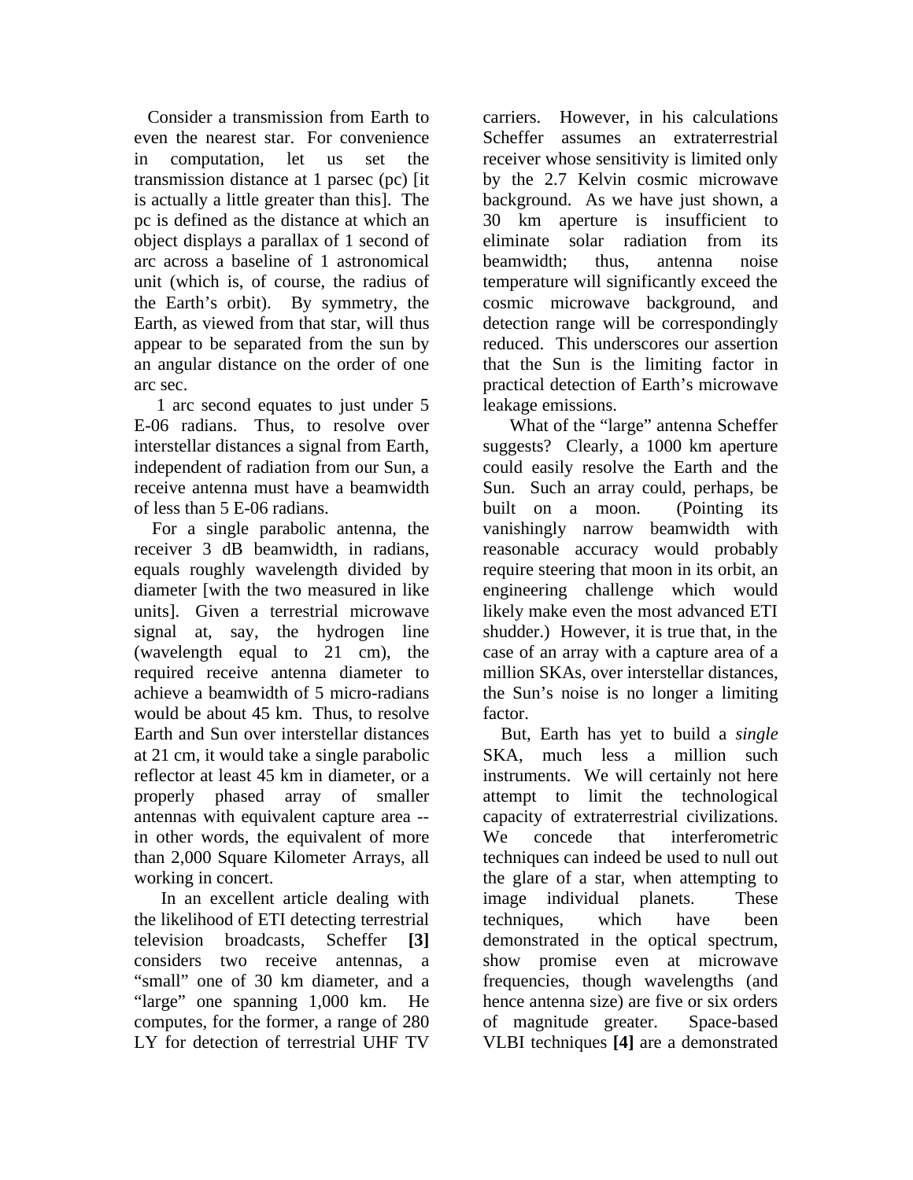Consider a transmission from Earth to even the nearest star. For convenience in computation, let us set the transmission distance at 1 parsec (pc) [it is actually a little greater than this]. The pc is defined as the distance at which an object displays a parallax of 1 second of arc across a baseline of 1 astronomical unit (which is, of course, the radius of the Earth's orbit). By symmetry, the Earth, as viewed from that star, will thus appear to be separated from the sun by an angular distance on the order of one arc sec.

1 arc second equates to just under 5 E-06 radians. Thus, to resolve over interstellar distances a signal from Earth, independent of radiation from our Sun, a receive antenna must have a beamwidth of less than 5 E-06 radians.

For a single parabolic antenna, the receiver 3 dB beamwidth, in radians, equals roughly wavelength divided by diameter [with the two measured in like units]. Given a terrestrial microwave signal at, say, the hydrogen line (wavelength equal to 21 cm), the required receive antenna diameter to achieve a beamwidth of 5 micro-radians would be about 45 km. Thus, to resolve Earth and Sun over interstellar distances at 21 cm, it would take a single parabolic reflector at least 45 km in diameter, or a properly phased array of smaller antennas with equivalent capture area -- in other words, the equivalent of more than 2,000 Square Kilometer Arrays, all working in concert.

In an excellent article dealing with the likelihood of ETI detecting terrestrial television broadcasts, Scheffer **[3]** considers two receive antennas, a "small" one of 30 km diameter, and a "large" one spanning 1,000 km. He computes, for the former, a range of 280 LY for detection of terrestrial UHF TV carriers. However, in his calculations Scheffer assumes an extraterrestrial receiver whose sensitivity is limited only by the 2.7 Kelvin cosmic microwave background. As we have just shown, a 30 km aperture is insufficient to eliminate solar radiation from its beamwidth; thus, antenna noise temperature will significantly exceed the cosmic microwave background, and detection range will be correspondingly reduced. This underscores our assertion that the Sun is the limiting factor in practical detection of Earth's microwave leakage emissions.

What of the "large" antenna Scheffer suggests? Clearly, a 1000 km aperture could easily resolve the Earth and the Sun. Such an array could, perhaps, be built on a moon. (Pointing its vanishingly narrow beamwidth with reasonable accuracy would probably require steering that moon in its orbit, an engineering challenge which would likely make even the most advanced ETI shudder.) However, it is true that, in the case of an array with a capture area of a million SKAs, over interstellar distances, the Sun's noise is no longer a limiting factor.

But, Earth has yet to build a *single* SKA, much less a million such instruments. We will certainly not here attempt to limit the technological capacity of extraterrestrial civilizations. We concede that interferometric techniques can indeed be used to null out the glare of a star, when attempting to image individual planets. These techniques, which have been demonstrated in the optical spectrum, show promise even at microwave frequencies, though wavelengths (and hence antenna size) are five or six orders of magnitude greater. Space-based VLBI techniques **[4]** are a demonstrated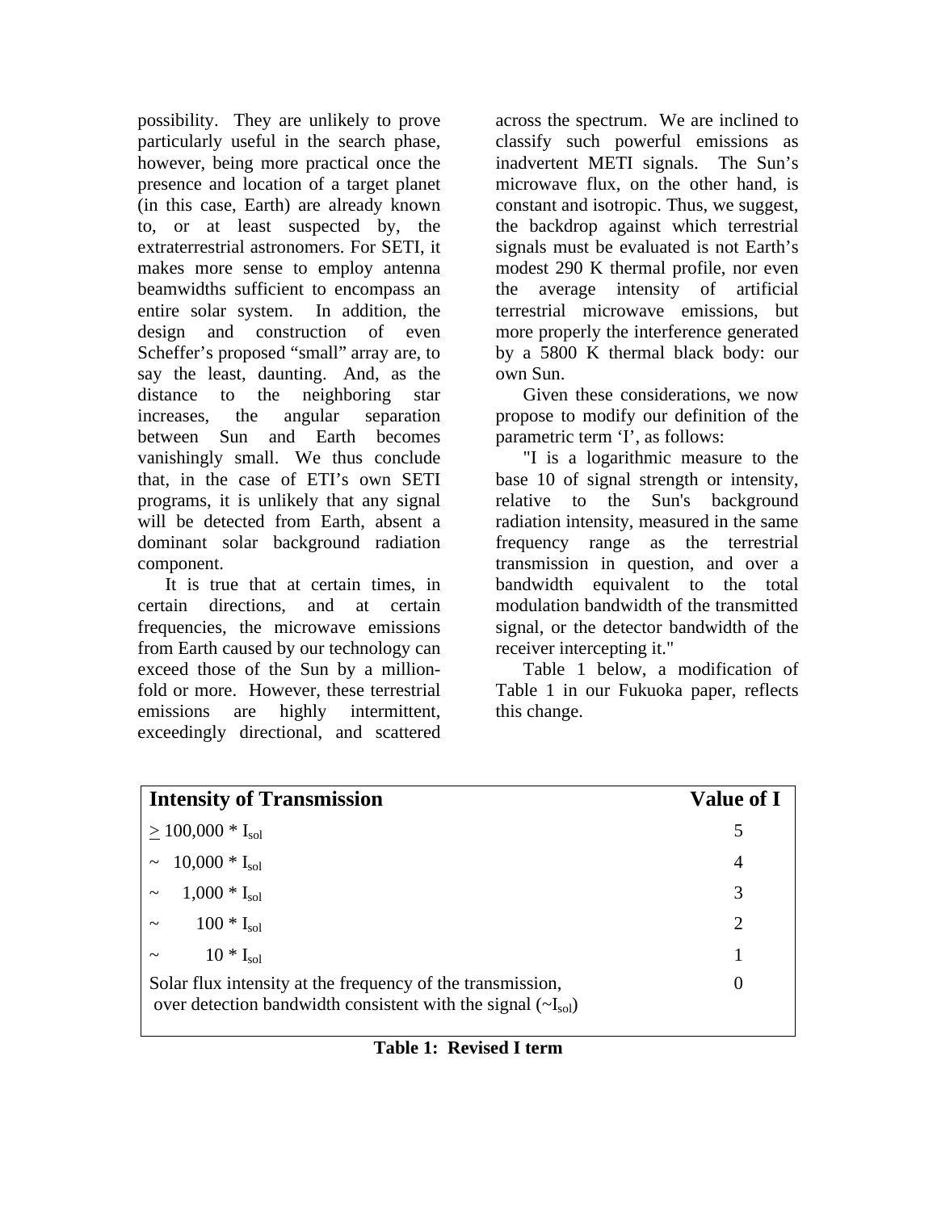possibility. They are unlikely to prove particularly useful in the search phase, however, being more practical once the presence and location of a target planet (in this case, Earth) are already known to, or at least suspected by, the extraterrestrial astronomers. For SETI, it makes more sense to employ antenna beamwidths sufficient to encompass an entire solar system. In addition, the design and construction of even Scheffer's proposed "small" array are, to say the least, daunting. And, as the distance to the neighboring star increases, the angular separation between Sun and Earth becomes vanishingly small. We thus conclude that, in the case of ETI's own SETI programs, it is unlikely that any signal will be detected from Earth, absent a dominant solar background radiation component.

It is true that at certain times, in certain directions, and at certain frequencies, the microwave emissions from Earth caused by our technology can exceed those of the Sun by a million-fold or more. However, these terrestrial emissions are highly intermittent, exceedingly directional, and scattered across the spectrum. We are inclined to classify such powerful emissions as inadvertent METI signals. The Sun's microwave flux, on the other hand, is constant and isotropic. Thus, we suggest, the backdrop against which terrestrial signals must be evaluated is not Earth's modest 290 K thermal profile, nor even the average intensity of artificial terrestrial microwave emissions, but more properly the interference generated by a 5800 K thermal black body: our own Sun.

Given these considerations, we now propose to modify our definition of the parametric term 'I', as follows:

"I is a logarithmic measure to the base 10 of signal strength or intensity, relative to the Sun's background radiation intensity, measured in the same frequency range as the terrestrial transmission in question, and over a bandwidth equivalent to the total modulation bandwidth of the transmitted signal, or the detector bandwidth of the receiver intercepting it."

Table 1 below, a modification of Table 1 in our Fukuoka paper, reflects this change.

| **Intensity of Transmission** | **Value of I** |
|---|---|
| $\geq$ 100,000 * $I_{sol}$ | 5 |
| ~ 10,000 * $I_{sol}$ | 4 |
| ~ 1,000 * $I_{sol}$ | 3 |
| ~ 100 * $I_{sol}$ | 2 |
| ~ 10 * $I_{sol}$ | 1 |
| Solar flux intensity at the frequency of the transmission, over detection bandwidth consistent with the signal (~$I_{sol}$) | 0 |

**Table 1: Revised I term**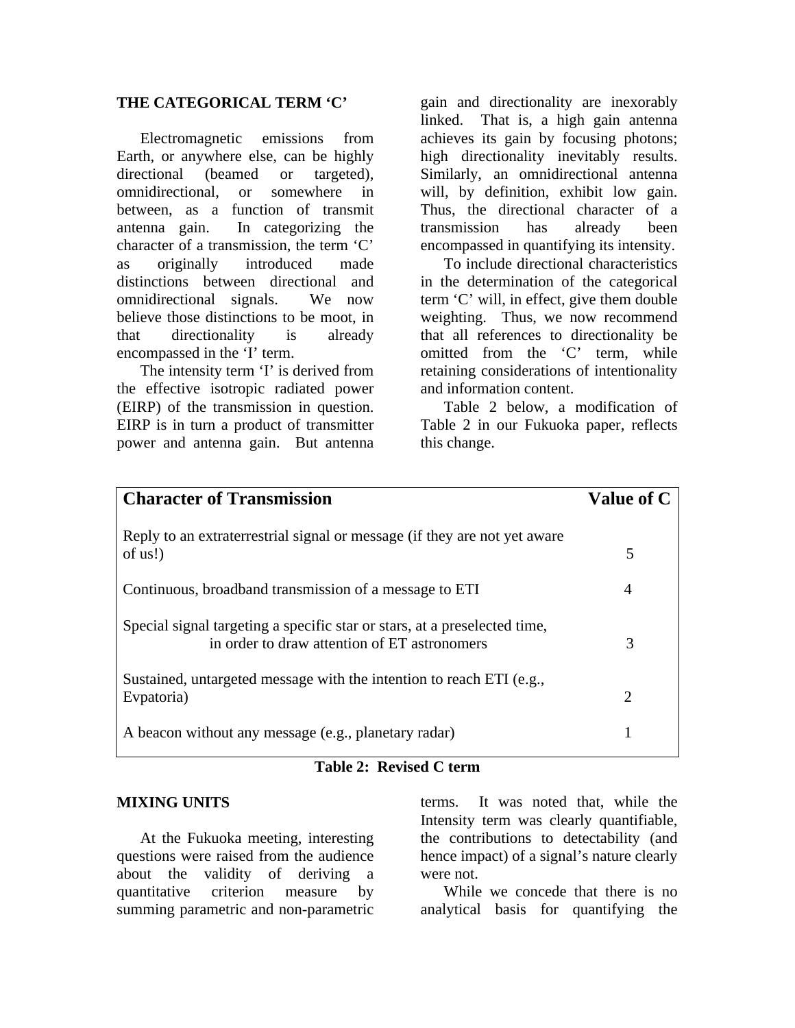## THE CATEGORICAL TERM 'C'

Electromagnetic emissions from Earth, or anywhere else, can be highly directional (beamed or targeted), omnidirectional, or somewhere in between, as a function of transmit antenna gain. In categorizing the character of a transmission, the term 'C' as originally introduced made distinctions between directional and omnidirectional signals. We now believe those distinctions to be moot, in that directionality is already encompassed in the 'I' term.

The intensity term 'I' is derived from the effective isotropic radiated power (EIRP) of the transmission in question. EIRP is in turn a product of transmitter power and antenna gain. But antenna gain and directionality are inexorably linked. That is, a high gain antenna achieves its gain by focusing photons; high directionality inevitably results. Similarly, an omnidirectional antenna will, by definition, exhibit low gain. Thus, the directional character of a transmission has already been encompassed in quantifying its intensity.

To include directional characteristics in the determination of the categorical term 'C' will, in effect, give them double weighting. Thus, we now recommend that all references to directionality be omitted from the 'C' term, while retaining considerations of intentionality and information content.

Table 2 below, a modification of Table 2 in our Fukuoka paper, reflects this change.

| Character of Transmission | Value of C |
|---|---|
| Reply to an extraterrestrial signal or message (if they are not yet aware of us!) | 5 |
| Continuous, broadband transmission of a message to ETI | 4 |
| Special signal targeting a specific star or stars, at a preselected time, in order to draw attention of ET astronomers | 3 |
| Sustained, untargeted message with the intention to reach ETI (e.g., Evpatoria) | 2 |
| A beacon without any message (e.g., planetary radar) | 1 |

**Table 2: Revised C term**

## MIXING UNITS

At the Fukuoka meeting, interesting questions were raised from the audience about the validity of deriving a quantitative criterion measure by summing parametric and non-parametric terms. It was noted that, while the Intensity term was clearly quantifiable, the contributions to detectability (and hence impact) of a signal's nature clearly were not.

While we concede that there is no analytical basis for quantifying the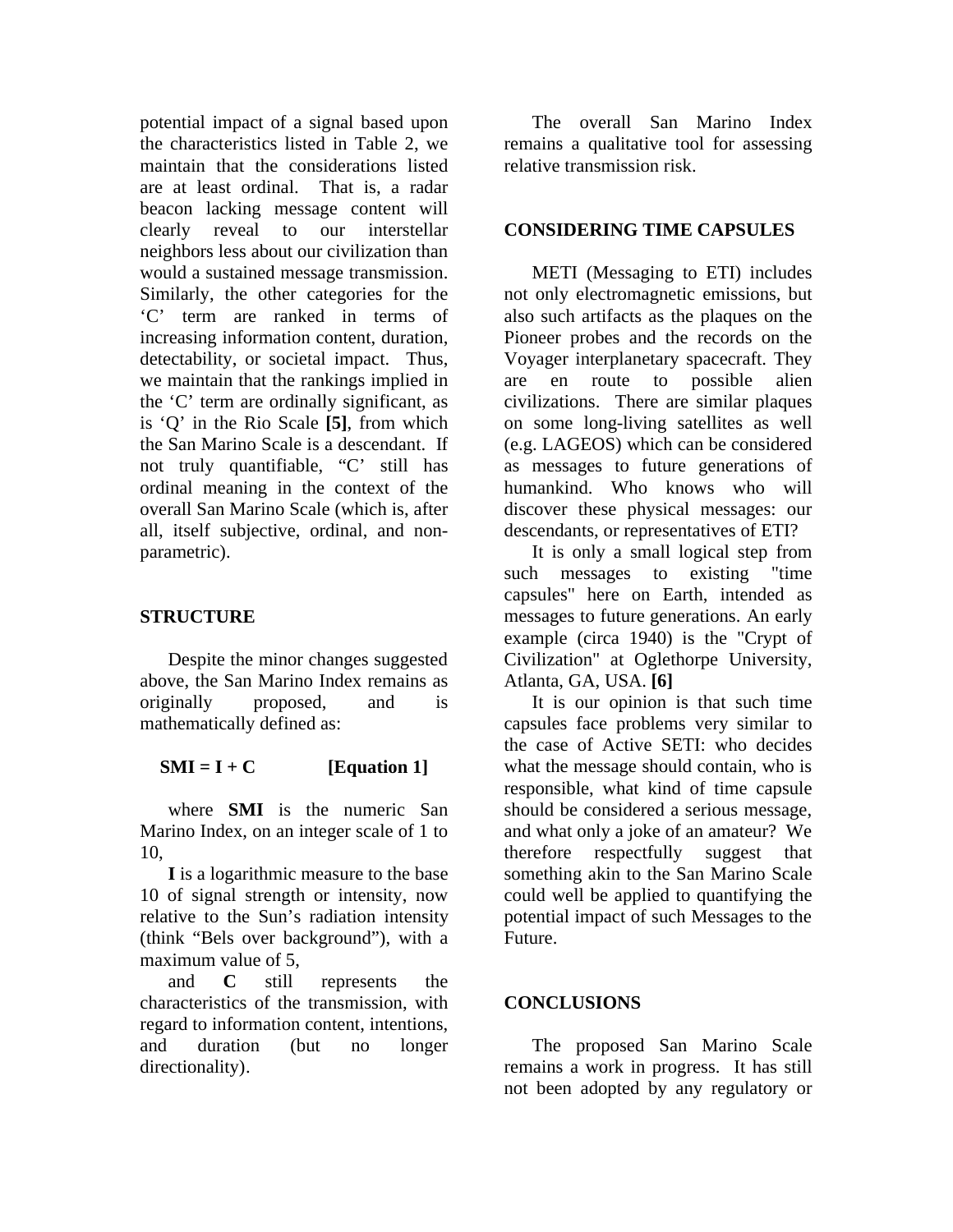potential impact of a signal based upon the characteristics listed in Table 2, we maintain that the considerations listed are at least ordinal. That is, a radar beacon lacking message content will clearly reveal to our interstellar neighbors less about our civilization than would a sustained message transmission. Similarly, the other categories for the 'C' term are ranked in terms of increasing information content, duration, detectability, or societal impact. Thus, we maintain that the rankings implied in the 'C' term are ordinally significant, as is 'Q' in the Rio Scale **[5]**, from which the San Marino Scale is a descendant. If not truly quantifiable, "C' still has ordinal meaning in the context of the overall San Marino Scale (which is, after all, itself subjective, ordinal, and non-parametric).

## STRUCTURE

Despite the minor changes suggested above, the San Marino Index remains as originally proposed, and is mathematically defined as:

$$\mathbf{SMI = I + C} \qquad \textbf{[Equation 1]}$$

where **SMI** is the numeric San Marino Index, on an integer scale of 1 to 10,

**I** is a logarithmic measure to the base 10 of signal strength or intensity, now relative to the Sun's radiation intensity (think "Bels over background"), with a maximum value of 5,

and **C** still represents the characteristics of the transmission, with regard to information content, intentions, and duration (but no longer directionality).

The overall San Marino Index remains a qualitative tool for assessing relative transmission risk.

## CONSIDERING TIME CAPSULES

METI (Messaging to ETI) includes not only electromagnetic emissions, but also such artifacts as the plaques on the Pioneer probes and the records on the Voyager interplanetary spacecraft. They are en route to possible alien civilizations. There are similar plaques on some long-living satellites as well (e.g. LAGEOS) which can be considered as messages to future generations of humankind. Who knows who will discover these physical messages: our descendants, or representatives of ETI?

It is only a small logical step from such messages to existing "time capsules" here on Earth, intended as messages to future generations. An early example (circa 1940) is the "Crypt of Civilization" at Oglethorpe University, Atlanta, GA, USA. **[6]**

It is our opinion is that such time capsules face problems very similar to the case of Active SETI: who decides what the message should contain, who is responsible, what kind of time capsule should be considered a serious message, and what only a joke of an amateur? We therefore respectfully suggest that something akin to the San Marino Scale could well be applied to quantifying the potential impact of such Messages to the Future.

## CONCLUSIONS

The proposed San Marino Scale remains a work in progress. It has still not been adopted by any regulatory or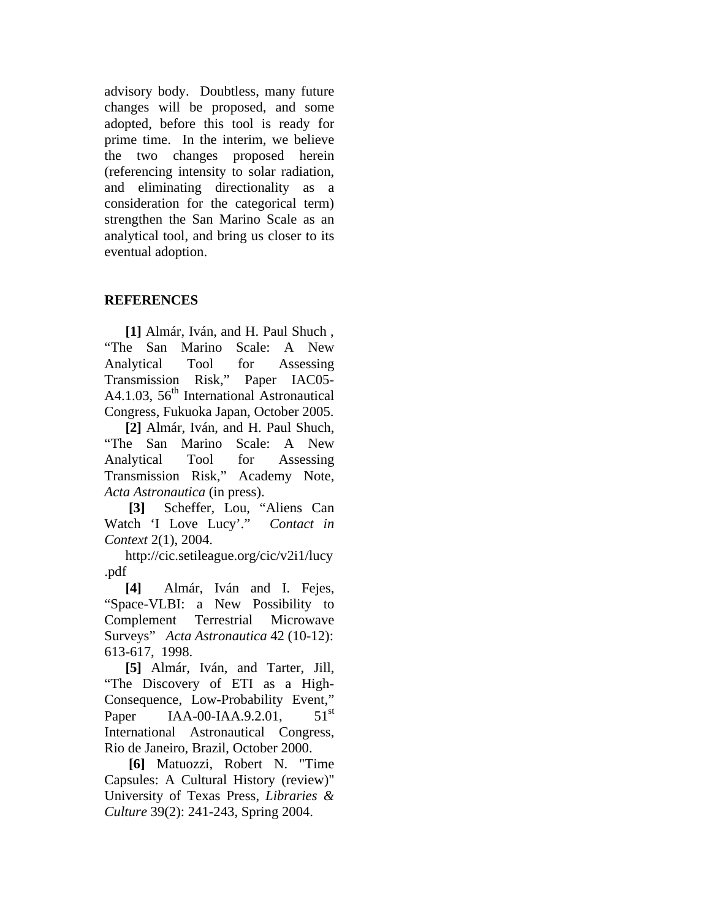advisory body. Doubtless, many future changes will be proposed, and some adopted, before this tool is ready for prime time. In the interim, we believe the two changes proposed herein (referencing intensity to solar radiation, and eliminating directionality as a consideration for the categorical term) strengthen the San Marino Scale as an analytical tool, and bring us closer to its eventual adoption.

## REFERENCES

**[1]** Almár, Iván, and H. Paul Shuch , "The San Marino Scale: A New Analytical Tool for Assessing Transmission Risk," Paper IAC05-A4.1.03, 56th International Astronautical Congress, Fukuoka Japan, October 2005.

**[2]** Almár, Iván, and H. Paul Shuch, "The San Marino Scale: A New Analytical Tool for Assessing Transmission Risk," Academy Note, *Acta Astronautica* (in press).

**[3]** Scheffer, Lou, "Aliens Can Watch 'I Love Lucy'." *Contact in Context* 2(1), 2004.

http://cic.setileague.org/cic/v2i1/lucy.pdf

**[4]** Almár, Iván and I. Fejes, "Space-VLBI: a New Possibility to Complement Terrestrial Microwave Surveys" *Acta Astronautica* 42 (10-12): 613-617, 1998.

**[5]** Almár, Iván, and Tarter, Jill, "The Discovery of ETI as a High-Consequence, Low-Probability Event," Paper IAA-00-IAA.9.2.01, 51st International Astronautical Congress, Rio de Janeiro, Brazil, October 2000.

**[6]** Matuozzi, Robert N. "Time Capsules: A Cultural History (review)" University of Texas Press, *Libraries & Culture* 39(2): 241-243, Spring 2004.